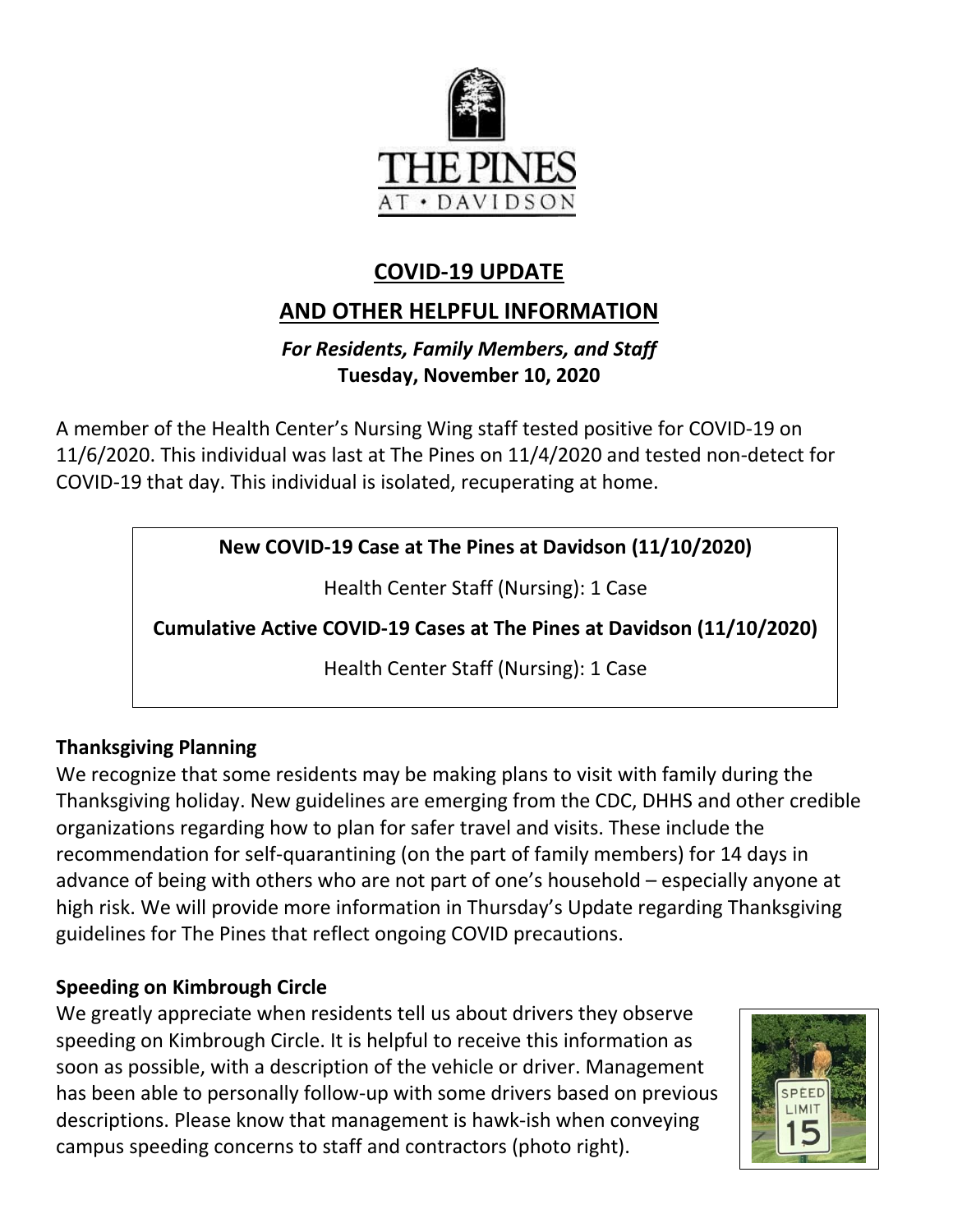THE PINES AT • DAVIDSON

# COVID-19 UPDATE

# AND OTHER HELPFUL INFORMATION

***For Residents, Family Members, and Staff***

**Tuesday, November 10, 2020**

A member of the Health Center's Nursing Wing staff tested positive for COVID-19 on 11/6/2020. This individual was last at The Pines on 11/4/2020 and tested non-detect for COVID-19 that day. This individual is isolated, recuperating at home.

**New COVID-19 Case at The Pines at Davidson (11/10/2020)**

Health Center Staff (Nursing): 1 Case

**Cumulative Active COVID-19 Cases at The Pines at Davidson (11/10/2020)**

Health Center Staff (Nursing): 1 Case

### Thanksgiving Planning

We recognize that some residents may be making plans to visit with family during the Thanksgiving holiday. New guidelines are emerging from the CDC, DHHS and other credible organizations regarding how to plan for safer travel and visits. These include the recommendation for self-quarantining (on the part of family members) for 14 days in advance of being with others who are not part of one's household – especially anyone at high risk. We will provide more information in Thursday's Update regarding Thanksgiving guidelines for The Pines that reflect ongoing COVID precautions.

### Speeding on Kimbrough Circle

We greatly appreciate when residents tell us about drivers they observe speeding on Kimbrough Circle. It is helpful to receive this information as soon as possible, with a description of the vehicle or driver. Management has been able to personally follow-up with some drivers based on previous descriptions. Please know that management is hawk-ish when conveying campus speeding concerns to staff and contractors (photo right).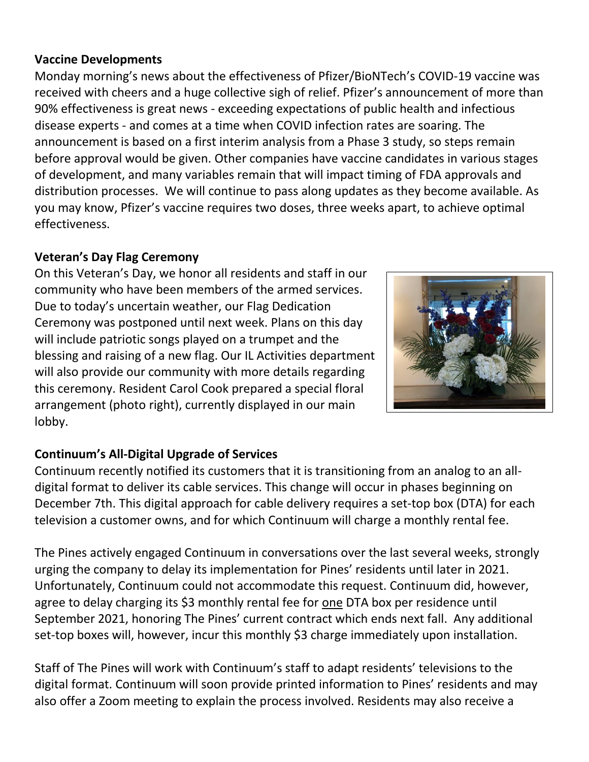**Vaccine Developments**

Monday morning's news about the effectiveness of Pfizer/BioNTech's COVID-19 vaccine was received with cheers and a huge collective sigh of relief. Pfizer's announcement of more than 90% effectiveness is great news - exceeding expectations of public health and infectious disease experts - and comes at a time when COVID infection rates are soaring. The announcement is based on a first interim analysis from a Phase 3 study, so steps remain before approval would be given. Other companies have vaccine candidates in various stages of development, and many variables remain that will impact timing of FDA approvals and distribution processes. We will continue to pass along updates as they become available. As you may know, Pfizer's vaccine requires two doses, three weeks apart, to achieve optimal effectiveness.

**Veteran's Day Flag Ceremony**

On this Veteran's Day, we honor all residents and staff in our community who have been members of the armed services. Due to today's uncertain weather, our Flag Dedication Ceremony was postponed until next week. Plans on this day will include patriotic songs played on a trumpet and the blessing and raising of a new flag. Our IL Activities department will also provide our community with more details regarding this ceremony. Resident Carol Cook prepared a special floral arrangement (photo right), currently displayed in our main lobby.

**Continuum's All-Digital Upgrade of Services**

Continuum recently notified its customers that it is transitioning from an analog to an all-digital format to deliver its cable services. This change will occur in phases beginning on December 7th. This digital approach for cable delivery requires a set-top box (DTA) for each television a customer owns, and for which Continuum will charge a monthly rental fee.

The Pines actively engaged Continuum in conversations over the last several weeks, strongly urging the company to delay its implementation for Pines' residents until later in 2021. Unfortunately, Continuum could not accommodate this request. Continuum did, however, agree to delay charging its $3 monthly rental fee for one DTA box per residence until September 2021, honoring The Pines' current contract which ends next fall. Any additional set-top boxes will, however, incur this monthly $3 charge immediately upon installation.

Staff of The Pines will work with Continuum's staff to adapt residents' televisions to the digital format. Continuum will soon provide printed information to Pines' residents and may also offer a Zoom meeting to explain the process involved. Residents may also receive a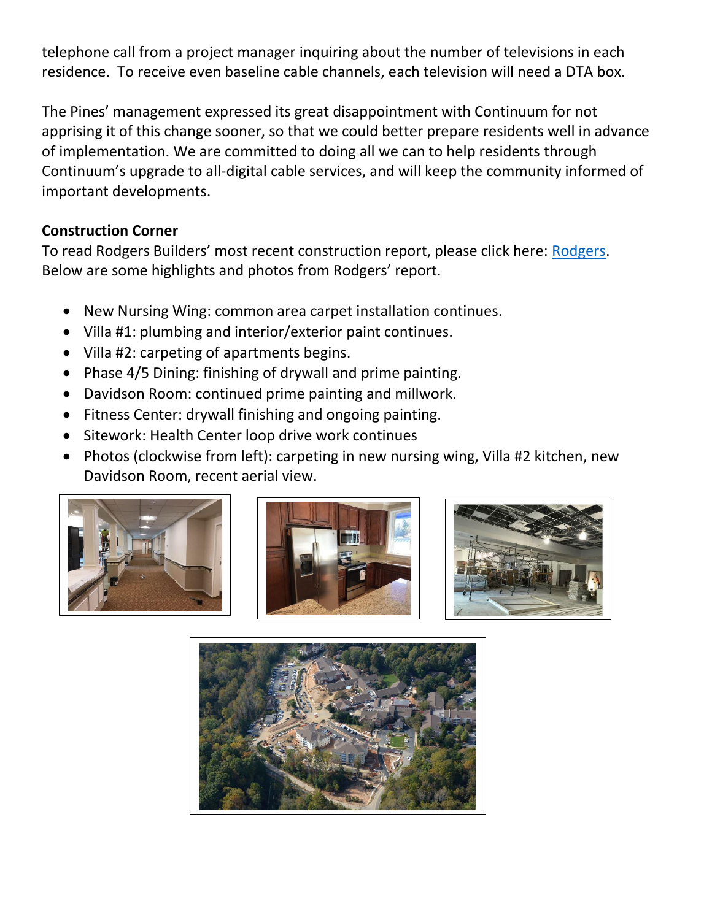telephone call from a project manager inquiring about the number of televisions in each residence. To receive even baseline cable channels, each television will need a DTA box.

The Pines' management expressed its great disappointment with Continuum for not apprising it of this change sooner, so that we could better prepare residents well in advance of implementation. We are committed to doing all we can to help residents through Continuum's upgrade to all-digital cable services, and will keep the community informed of important developments.

**Construction Corner**

To read Rodgers Builders' most recent construction report, please click here: [Rodgers](). Below are some highlights and photos from Rodgers' report.

- New Nursing Wing: common area carpet installation continues.
- Villa #1: plumbing and interior/exterior paint continues.
- Villa #2: carpeting of apartments begins.
- Phase 4/5 Dining: finishing of drywall and prime painting.
- Davidson Room: continued prime painting and millwork.
- Fitness Center: drywall finishing and ongoing painting.
- Sitework: Health Center loop drive work continues
- Photos (clockwise from left): carpeting in new nursing wing, Villa #2 kitchen, new Davidson Room, recent aerial view.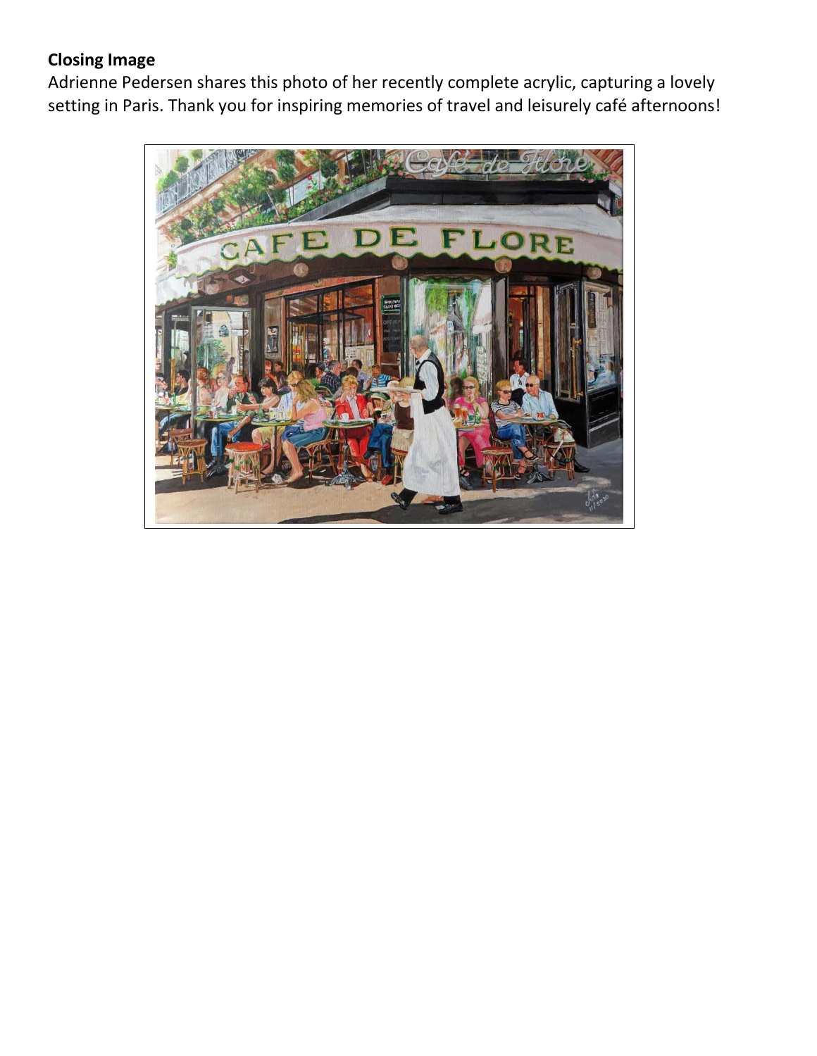**Closing Image**

Adrienne Pedersen shares this photo of her recently complete acrylic, capturing a lovely setting in Paris. Thank you for inspiring memories of travel and leisurely café afternoons!